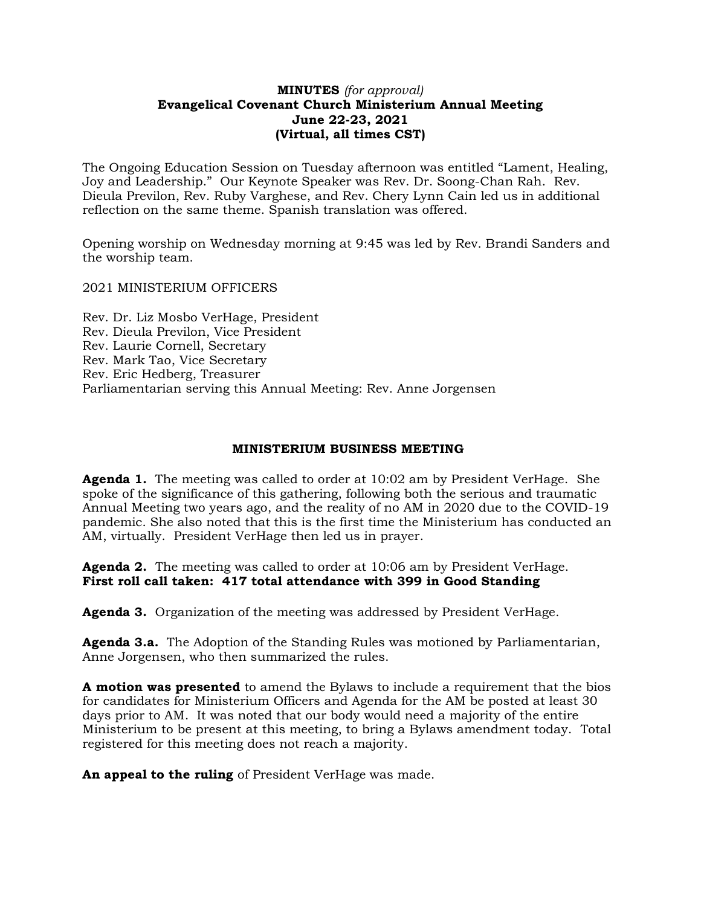**MINUTES** *(for approval)*
**Evangelical Covenant Church Ministerium Annual Meeting**
**June 22-23, 2021**
**(Virtual, all times CST)**

The Ongoing Education Session on Tuesday afternoon was entitled "Lament, Healing, Joy and Leadership." Our Keynote Speaker was Rev. Dr. Soong-Chan Rah. Rev. Dieula Previlon, Rev. Ruby Varghese, and Rev. Chery Lynn Cain led us in additional reflection on the same theme. Spanish translation was offered.

Opening worship on Wednesday morning at 9:45 was led by Rev. Brandi Sanders and the worship team.

2021 MINISTERIUM OFFICERS

Rev. Dr. Liz Mosbo VerHage, President
Rev. Dieula Previlon, Vice President
Rev. Laurie Cornell, Secretary
Rev. Mark Tao, Vice Secretary
Rev. Eric Hedberg, Treasurer
Parliamentarian serving this Annual Meeting: Rev. Anne Jorgensen

## MINISTERIUM BUSINESS MEETING

**Agenda 1.** The meeting was called to order at 10:02 am by President VerHage. She spoke of the significance of this gathering, following both the serious and traumatic Annual Meeting two years ago, and the reality of no AM in 2020 due to the COVID-19 pandemic. She also noted that this is the first time the Ministerium has conducted an AM, virtually. President VerHage then led us in prayer.

**Agenda 2.** The meeting was called to order at 10:06 am by President VerHage.
**First roll call taken: 417 total attendance with 399 in Good Standing**

**Agenda 3.** Organization of the meeting was addressed by President VerHage.

**Agenda 3.a.** The Adoption of the Standing Rules was motioned by Parliamentarian, Anne Jorgensen, who then summarized the rules.

**A motion was presented** to amend the Bylaws to include a requirement that the bios for candidates for Ministerium Officers and Agenda for the AM be posted at least 30 days prior to AM. It was noted that our body would need a majority of the entire Ministerium to be present at this meeting, to bring a Bylaws amendment today. Total registered for this meeting does not reach a majority.

**An appeal to the ruling** of President VerHage was made.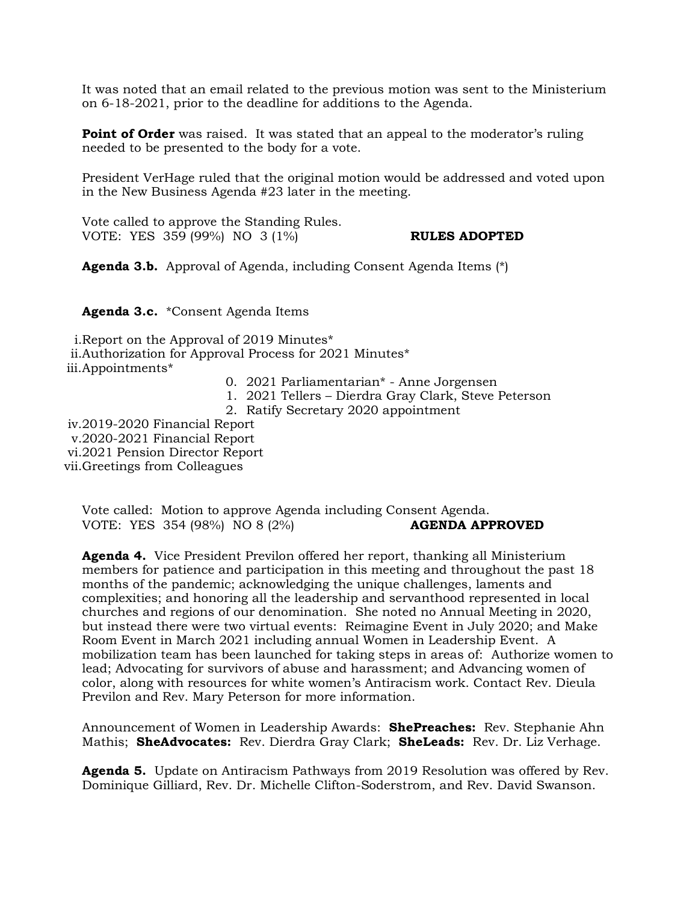It was noted that an email related to the previous motion was sent to the Ministerium on 6-18-2021, prior to the deadline for additions to the Agenda.

**Point of Order** was raised. It was stated that an appeal to the moderator's ruling needed to be presented to the body for a vote.

President VerHage ruled that the original motion would be addressed and voted upon in the New Business Agenda #23 later in the meeting.

Vote called to approve the Standing Rules.
VOTE: YES 359 (99%) NO 3 (1%) **RULES ADOPTED**

**Agenda 3.b.** Approval of Agenda, including Consent Agenda Items (*)

**Agenda 3.c.** *Consent Agenda Items

i. Report on the Approval of 2019 Minutes*
ii. Authorization for Approval Process for 2021 Minutes*
iii. Appointments*
   0. 2021 Parliamentarian* - Anne Jorgensen
   1. 2021 Tellers – Dierdra Gray Clark, Steve Peterson
   2. Ratify Secretary 2020 appointment
iv. 2019-2020 Financial Report
v. 2020-2021 Financial Report
vi. 2021 Pension Director Report
vii. Greetings from Colleagues

Vote called: Motion to approve Agenda including Consent Agenda.
VOTE: YES 354 (98%) NO 8 (2%) **AGENDA APPROVED**

**Agenda 4.** Vice President Previlon offered her report, thanking all Ministerium members for patience and participation in this meeting and throughout the past 18 months of the pandemic; acknowledging the unique challenges, laments and complexities; and honoring all the leadership and servanthood represented in local churches and regions of our denomination. She noted no Annual Meeting in 2020, but instead there were two virtual events: Reimagine Event in July 2020; and Make Room Event in March 2021 including annual Women in Leadership Event. A mobilization team has been launched for taking steps in areas of: Authorize women to lead; Advocating for survivors of abuse and harassment; and Advancing women of color, along with resources for white women's Antiracism work. Contact Rev. Dieula Previlon and Rev. Mary Peterson for more information.

Announcement of Women in Leadership Awards: **ShePreaches:** Rev. Stephanie Ahn Mathis; **SheAdvocates:** Rev. Dierdra Gray Clark; **SheLeads:** Rev. Dr. Liz Verhage.

**Agenda 5.** Update on Antiracism Pathways from 2019 Resolution was offered by Rev. Dominique Gilliard, Rev. Dr. Michelle Clifton-Soderstrom, and Rev. David Swanson.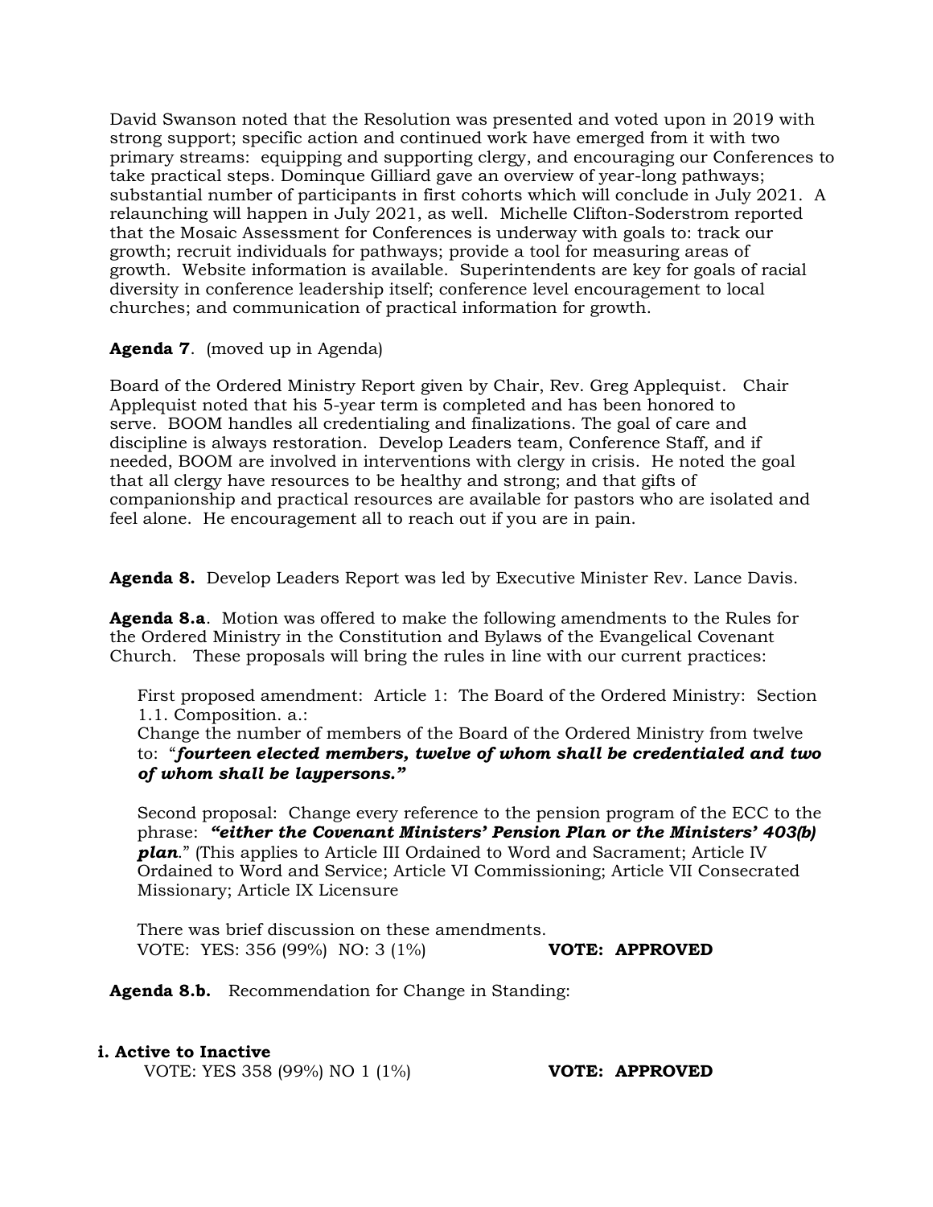David Swanson noted that the Resolution was presented and voted upon in 2019 with strong support; specific action and continued work have emerged from it with two primary streams: equipping and supporting clergy, and encouraging our Conferences to take practical steps. Dominque Gilliard gave an overview of year-long pathways; substantial number of participants in first cohorts which will conclude in July 2021. A relaunching will happen in July 2021, as well. Michelle Clifton-Soderstrom reported that the Mosaic Assessment for Conferences is underway with goals to: track our growth; recruit individuals for pathways; provide a tool for measuring areas of growth. Website information is available. Superintendents are key for goals of racial diversity in conference leadership itself; conference level encouragement to local churches; and communication of practical information for growth.

**Agenda 7**. (moved up in Agenda)

Board of the Ordered Ministry Report given by Chair, Rev. Greg Applequist. Chair Applequist noted that his 5-year term is completed and has been honored to serve. BOOM handles all credentialing and finalizations. The goal of care and discipline is always restoration. Develop Leaders team, Conference Staff, and if needed, BOOM are involved in interventions with clergy in crisis. He noted the goal that all clergy have resources to be healthy and strong; and that gifts of companionship and practical resources are available for pastors who are isolated and feel alone. He encouragement all to reach out if you are in pain.

**Agenda 8.** Develop Leaders Report was led by Executive Minister Rev. Lance Davis.

**Agenda 8.a**. Motion was offered to make the following amendments to the Rules for the Ordered Ministry in the Constitution and Bylaws of the Evangelical Covenant Church. These proposals will bring the rules in line with our current practices:

First proposed amendment: Article 1: The Board of the Ordered Ministry: Section 1.1. Composition. a.:
Change the number of members of the Board of the Ordered Ministry from twelve to: "***fourteen elected members, twelve of whom shall be credentialed and two of whom shall be laypersons."***

Second proposal: Change every reference to the pension program of the ECC to the phrase: ***"either the Covenant Ministers' Pension Plan or the Ministers' 403(b) plan***." (This applies to Article III Ordained to Word and Sacrament; Article IV Ordained to Word and Service; Article VI Commissioning; Article VII Consecrated Missionary; Article IX Licensure

There was brief discussion on these amendments.
VOTE: YES: 356 (99%) NO: 3 (1%) **VOTE: APPROVED**

**Agenda 8.b.** Recommendation for Change in Standing:

**i. Active to Inactive**
VOTE: YES 358 (99%) NO 1 (1%) **VOTE: APPROVED**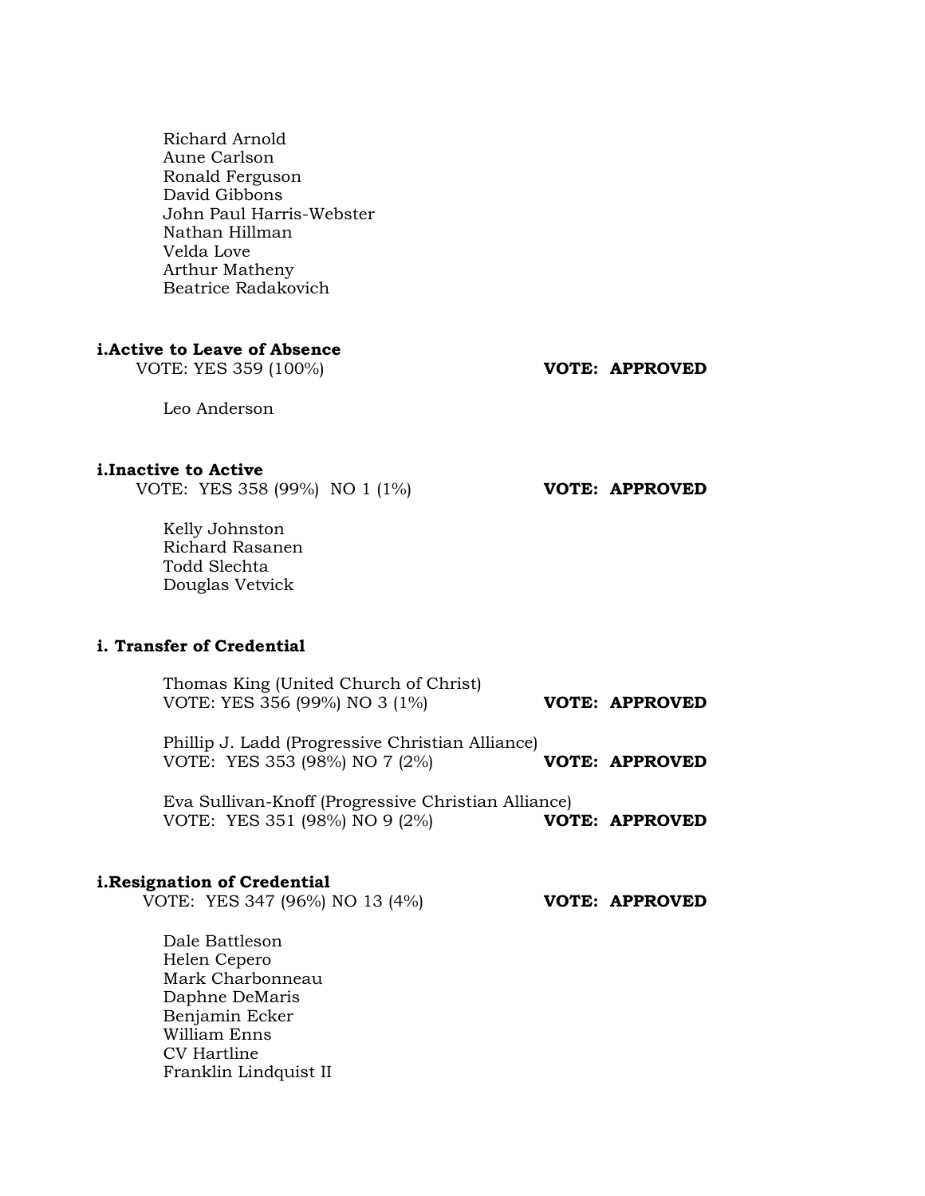Richard Arnold
Aune Carlson
Ronald Ferguson
David Gibbons
John Paul Harris-Webster
Nathan Hillman
Velda Love
Arthur Matheny
Beatrice Radakovich

**i.Active to Leave of Absence**

VOTE: YES 359 (100%) **VOTE: APPROVED**

Leo Anderson

**i.Inactive to Active**

VOTE: YES 358 (99%) NO 1 (1%) **VOTE: APPROVED**

Kelly Johnston
Richard Rasanen
Todd Slechta
Douglas Vetvick

**i. Transfer of Credential**

Thomas King (United Church of Christ)
VOTE: YES 356 (99%) NO 3 (1%) **VOTE: APPROVED**

Phillip J. Ladd (Progressive Christian Alliance)
VOTE: YES 353 (98%) NO 7 (2%) **VOTE: APPROVED**

Eva Sullivan-Knoff (Progressive Christian Alliance)
VOTE: YES 351 (98%) NO 9 (2%) **VOTE: APPROVED**

**i.Resignation of Credential**

VOTE: YES 347 (96%) NO 13 (4%) **VOTE: APPROVED**

Dale Battleson
Helen Cepero
Mark Charbonneau
Daphne DeMaris
Benjamin Ecker
William Enns
CV Hartline
Franklin Lindquist II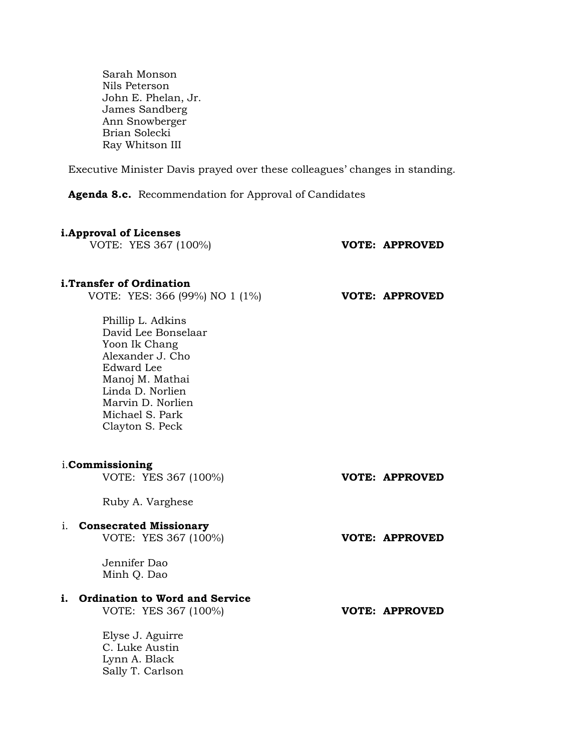Sarah Monson
Nils Peterson
John E. Phelan, Jr.
James Sandberg
Ann Snowberger
Brian Solecki
Ray Whitson III

Executive Minister Davis prayed over these colleagues' changes in standing.

**Agenda 8.c.** Recommendation for Approval of Candidates

**i. Approval of Licenses**
VOTE: YES 367 (100%) **VOTE: APPROVED**

**i. Transfer of Ordination**
VOTE: YES: 366 (99%) NO 1 (1%) **VOTE: APPROVED**

Phillip L. Adkins
David Lee Bonselaar
Yoon Ik Chang
Alexander J. Cho
Edward Lee
Manoj M. Mathai
Linda D. Norlien
Marvin D. Norlien
Michael S. Park
Clayton S. Peck

i. **Commissioning**
VOTE: YES 367 (100%) **VOTE: APPROVED**

Ruby A. Varghese

i. **Consecrated Missionary**
VOTE: YES 367 (100%) **VOTE: APPROVED**

Jennifer Dao
Minh Q. Dao

**i. Ordination to Word and Service**
VOTE: YES 367 (100%) **VOTE: APPROVED**

Elyse J. Aguirre
C. Luke Austin
Lynn A. Black
Sally T. Carlson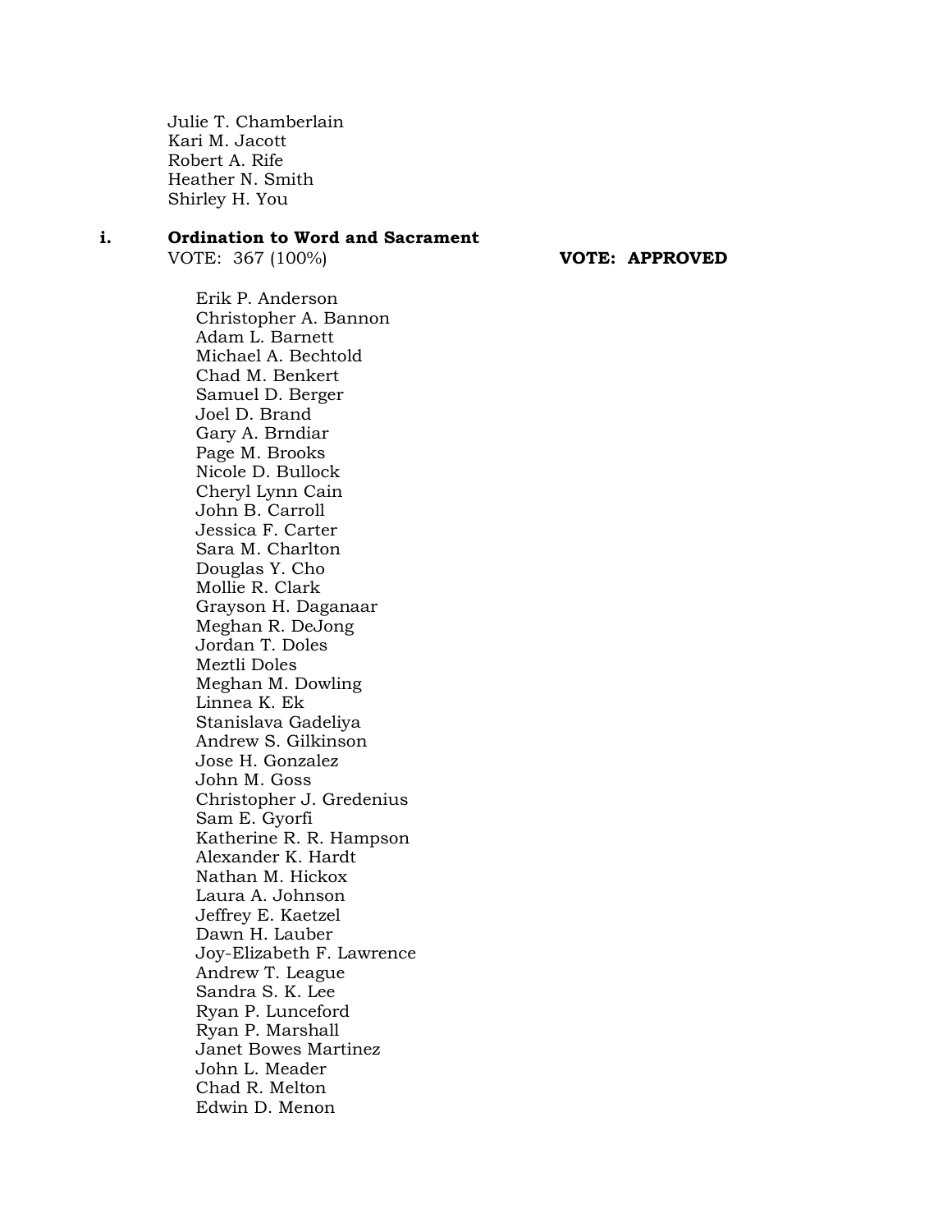Julie T. Chamberlain
Kari M. Jacott
Robert A. Rife
Heather N. Smith
Shirley H. You

**i. Ordination to Word and Sacrament**

VOTE: 367 (100%) **VOTE: APPROVED**

Erik P. Anderson
Christopher A. Bannon
Adam L. Barnett
Michael A. Bechtold
Chad M. Benkert
Samuel D. Berger
Joel D. Brand
Gary A. Brndiar
Page M. Brooks
Nicole D. Bullock
Cheryl Lynn Cain
John B. Carroll
Jessica F. Carter
Sara M. Charlton
Douglas Y. Cho
Mollie R. Clark
Grayson H. Daganaar
Meghan R. DeJong
Jordan T. Doles
Meztli Doles
Meghan M. Dowling
Linnea K. Ek
Stanislava Gadeliya
Andrew S. Gilkinson
Jose H. Gonzalez
John M. Goss
Christopher J. Gredenius
Sam E. Gyorfi
Katherine R. R. Hampson
Alexander K. Hardt
Nathan M. Hickox
Laura A. Johnson
Jeffrey E. Kaetzel
Dawn H. Lauber
Joy-Elizabeth F. Lawrence
Andrew T. League
Sandra S. K. Lee
Ryan P. Lunceford
Ryan P. Marshall
Janet Bowes Martinez
John L. Meader
Chad R. Melton
Edwin D. Menon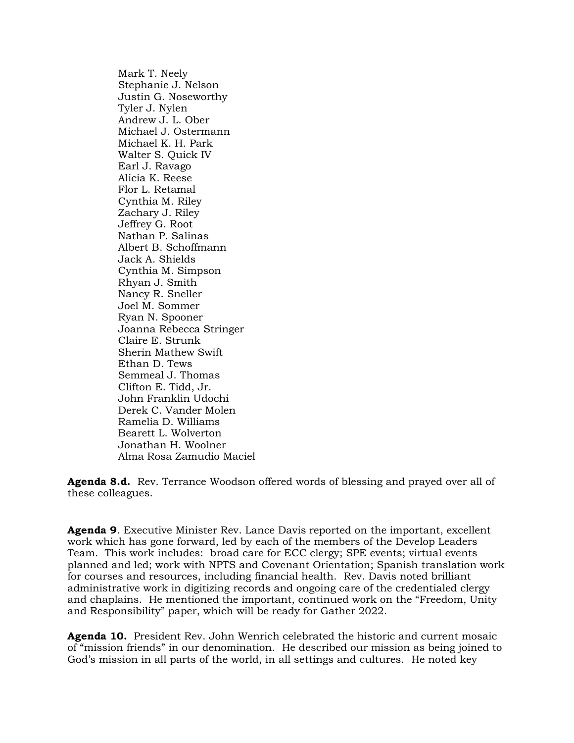Mark T. Neely
Stephanie J. Nelson
Justin G. Noseworthy
Tyler J. Nylen
Andrew J. L. Ober
Michael J. Ostermann
Michael K. H. Park
Walter S. Quick IV
Earl J. Ravago
Alicia K. Reese
Flor L. Retamal
Cynthia M. Riley
Zachary J. Riley
Jeffrey G. Root
Nathan P. Salinas
Albert B. Schoffmann
Jack A. Shields
Cynthia M. Simpson
Rhyan J. Smith
Nancy R. Sneller
Joel M. Sommer
Ryan N. Spooner
Joanna Rebecca Stringer
Claire E. Strunk
Sherin Mathew Swift
Ethan D. Tews
Semmeal J. Thomas
Clifton E. Tidd, Jr.
John Franklin Udochi
Derek C. Vander Molen
Ramelia D. Williams
Bearett L. Wolverton
Jonathan H. Woolner
Alma Rosa Zamudio Maciel

**Agenda 8.d.** Rev. Terrance Woodson offered words of blessing and prayed over all of these colleagues.

**Agenda 9**. Executive Minister Rev. Lance Davis reported on the important, excellent work which has gone forward, led by each of the members of the Develop Leaders Team. This work includes: broad care for ECC clergy; SPE events; virtual events planned and led; work with NPTS and Covenant Orientation; Spanish translation work for courses and resources, including financial health. Rev. Davis noted brilliant administrative work in digitizing records and ongoing care of the credentialed clergy and chaplains. He mentioned the important, continued work on the "Freedom, Unity and Responsibility" paper, which will be ready for Gather 2022.

**Agenda 10.** President Rev. John Wenrich celebrated the historic and current mosaic of "mission friends" in our denomination. He described our mission as being joined to God's mission in all parts of the world, in all settings and cultures. He noted key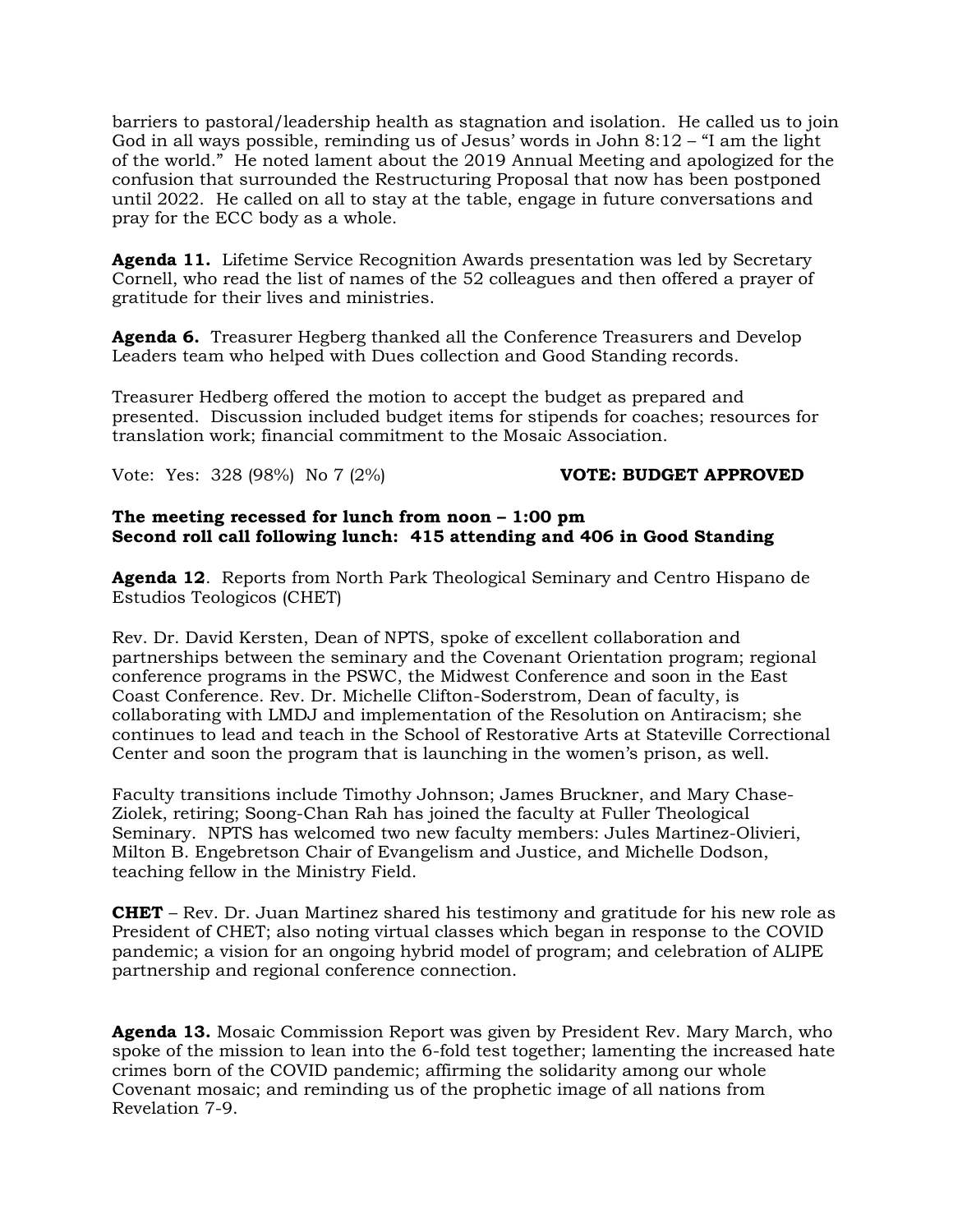barriers to pastoral/leadership health as stagnation and isolation. He called us to join God in all ways possible, reminding us of Jesus' words in John 8:12 – "I am the light of the world." He noted lament about the 2019 Annual Meeting and apologized for the confusion that surrounded the Restructuring Proposal that now has been postponed until 2022. He called on all to stay at the table, engage in future conversations and pray for the ECC body as a whole.

**Agenda 11.** Lifetime Service Recognition Awards presentation was led by Secretary Cornell, who read the list of names of the 52 colleagues and then offered a prayer of gratitude for their lives and ministries.

**Agenda 6.** Treasurer Hegberg thanked all the Conference Treasurers and Develop Leaders team who helped with Dues collection and Good Standing records.

Treasurer Hedberg offered the motion to accept the budget as prepared and presented. Discussion included budget items for stipends for coaches; resources for translation work; financial commitment to the Mosaic Association.

Vote: Yes: 328 (98%) No 7 (2%) **VOTE: BUDGET APPROVED**

**The meeting recessed for lunch from noon – 1:00 pm**
**Second roll call following lunch: 415 attending and 406 in Good Standing**

**Agenda 12**. Reports from North Park Theological Seminary and Centro Hispano de Estudios Teologicos (CHET)

Rev. Dr. David Kersten, Dean of NPTS, spoke of excellent collaboration and partnerships between the seminary and the Covenant Orientation program; regional conference programs in the PSWC, the Midwest Conference and soon in the East Coast Conference. Rev. Dr. Michelle Clifton-Soderstrom, Dean of faculty, is collaborating with LMDJ and implementation of the Resolution on Antiracism; she continues to lead and teach in the School of Restorative Arts at Stateville Correctional Center and soon the program that is launching in the women's prison, as well.

Faculty transitions include Timothy Johnson; James Bruckner, and Mary Chase-Ziolek, retiring; Soong-Chan Rah has joined the faculty at Fuller Theological Seminary. NPTS has welcomed two new faculty members: Jules Martinez-Olivieri, Milton B. Engebretson Chair of Evangelism and Justice, and Michelle Dodson, teaching fellow in the Ministry Field.

**CHET** – Rev. Dr. Juan Martinez shared his testimony and gratitude for his new role as President of CHET; also noting virtual classes which began in response to the COVID pandemic; a vision for an ongoing hybrid model of program; and celebration of ALIPE partnership and regional conference connection.

**Agenda 13.** Mosaic Commission Report was given by President Rev. Mary March, who spoke of the mission to lean into the 6-fold test together; lamenting the increased hate crimes born of the COVID pandemic; affirming the solidarity among our whole Covenant mosaic; and reminding us of the prophetic image of all nations from Revelation 7-9.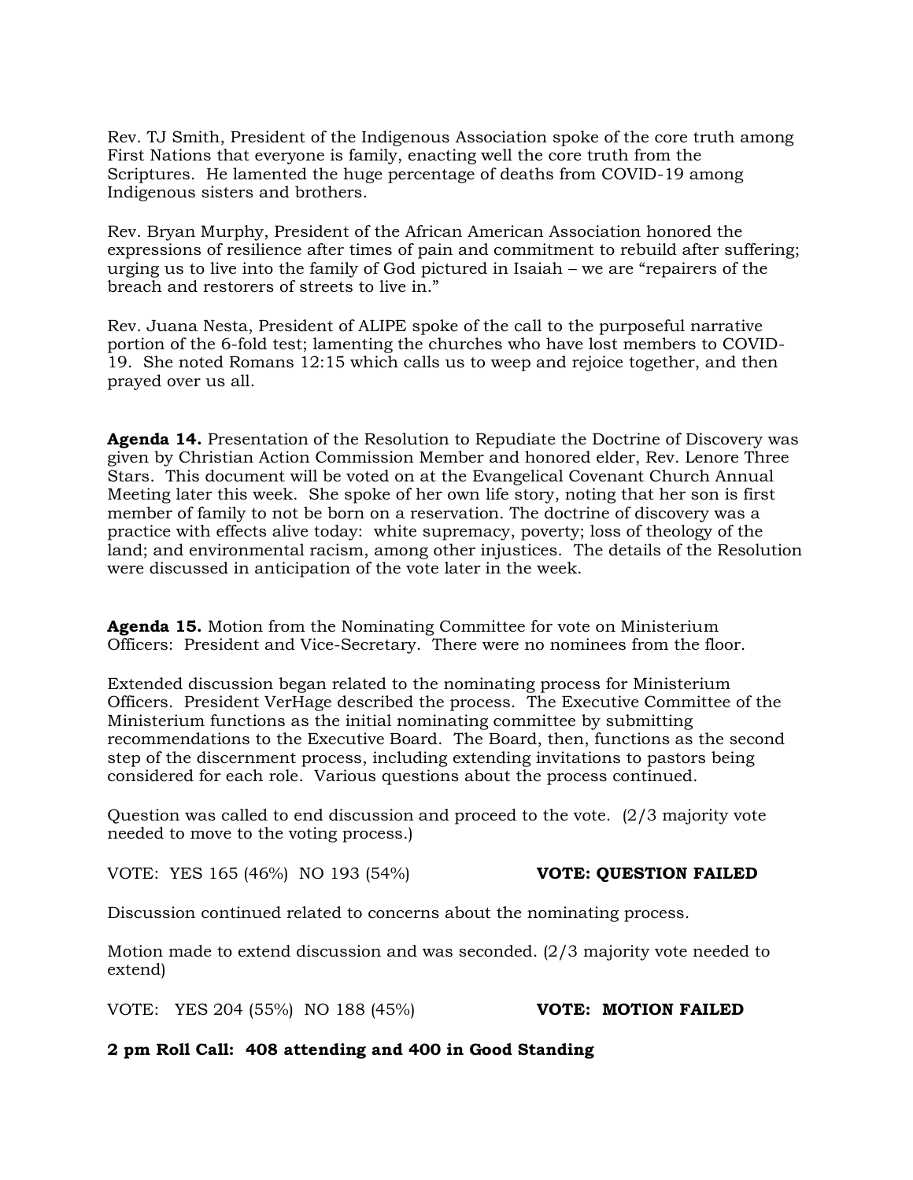Rev. TJ Smith, President of the Indigenous Association spoke of the core truth among First Nations that everyone is family, enacting well the core truth from the Scriptures. He lamented the huge percentage of deaths from COVID-19 among Indigenous sisters and brothers.

Rev. Bryan Murphy, President of the African American Association honored the expressions of resilience after times of pain and commitment to rebuild after suffering; urging us to live into the family of God pictured in Isaiah – we are "repairers of the breach and restorers of streets to live in."

Rev. Juana Nesta, President of ALIPE spoke of the call to the purposeful narrative portion of the 6-fold test; lamenting the churches who have lost members to COVID-19. She noted Romans 12:15 which calls us to weep and rejoice together, and then prayed over us all.

**Agenda 14.** Presentation of the Resolution to Repudiate the Doctrine of Discovery was given by Christian Action Commission Member and honored elder, Rev. Lenore Three Stars. This document will be voted on at the Evangelical Covenant Church Annual Meeting later this week. She spoke of her own life story, noting that her son is first member of family to not be born on a reservation. The doctrine of discovery was a practice with effects alive today: white supremacy, poverty; loss of theology of the land; and environmental racism, among other injustices. The details of the Resolution were discussed in anticipation of the vote later in the week.

**Agenda 15.** Motion from the Nominating Committee for vote on Ministerium Officers: President and Vice-Secretary. There were no nominees from the floor.

Extended discussion began related to the nominating process for Ministerium Officers. President VerHage described the process. The Executive Committee of the Ministerium functions as the initial nominating committee by submitting recommendations to the Executive Board. The Board, then, functions as the second step of the discernment process, including extending invitations to pastors being considered for each role. Various questions about the process continued.

Question was called to end discussion and proceed to the vote. (2/3 majority vote needed to move to the voting process.)

VOTE: YES 165 (46%) NO 193 (54%) **VOTE: QUESTION FAILED**

Discussion continued related to concerns about the nominating process.

Motion made to extend discussion and was seconded. (2/3 majority vote needed to extend)

VOTE: YES 204 (55%) NO 188 (45%) **VOTE: MOTION FAILED**

**2 pm Roll Call: 408 attending and 400 in Good Standing**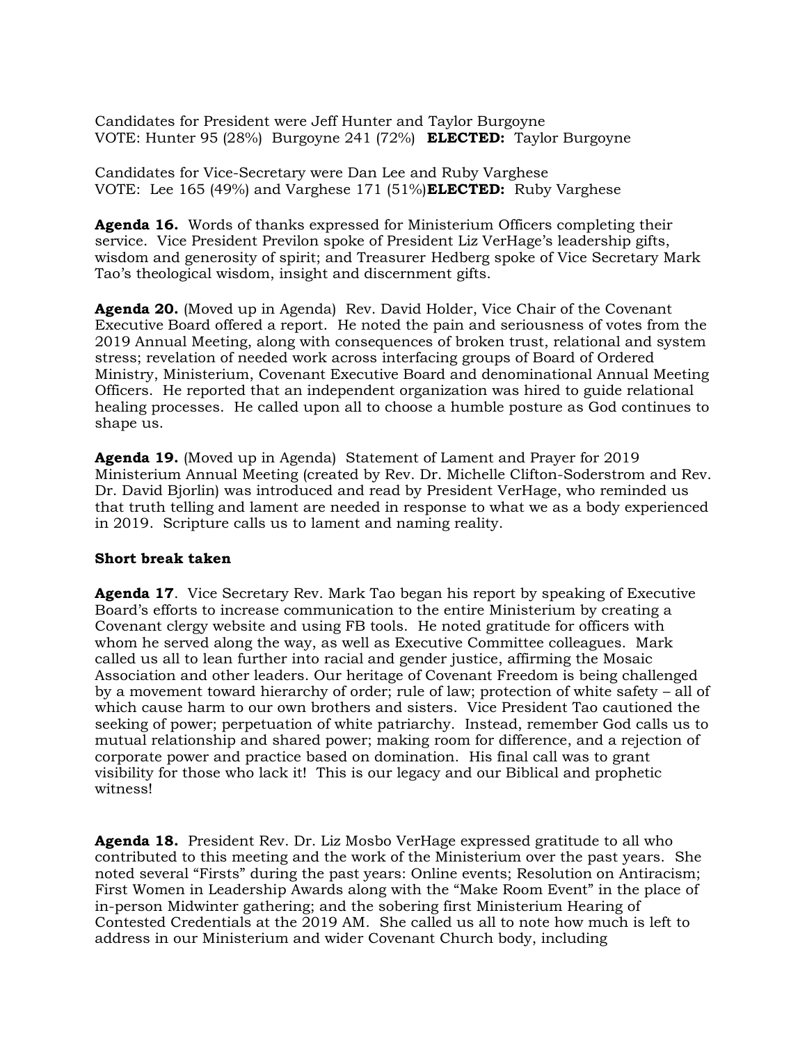Candidates for President were Jeff Hunter and Taylor Burgoyne
VOTE: Hunter 95 (28%) Burgoyne 241 (72%) **ELECTED:** Taylor Burgoyne

Candidates for Vice-Secretary were Dan Lee and Ruby Varghese
VOTE: Lee 165 (49%) and Varghese 171 (51%)**ELECTED:** Ruby Varghese

**Agenda 16.** Words of thanks expressed for Ministerium Officers completing their service. Vice President Previlon spoke of President Liz VerHage's leadership gifts, wisdom and generosity of spirit; and Treasurer Hedberg spoke of Vice Secretary Mark Tao's theological wisdom, insight and discernment gifts.

**Agenda 20.** (Moved up in Agenda) Rev. David Holder, Vice Chair of the Covenant Executive Board offered a report. He noted the pain and seriousness of votes from the 2019 Annual Meeting, along with consequences of broken trust, relational and system stress; revelation of needed work across interfacing groups of Board of Ordered Ministry, Ministerium, Covenant Executive Board and denominational Annual Meeting Officers. He reported that an independent organization was hired to guide relational healing processes. He called upon all to choose a humble posture as God continues to shape us.

**Agenda 19.** (Moved up in Agenda) Statement of Lament and Prayer for 2019 Ministerium Annual Meeting (created by Rev. Dr. Michelle Clifton-Soderstrom and Rev. Dr. David Bjorlin) was introduced and read by President VerHage, who reminded us that truth telling and lament are needed in response to what we as a body experienced in 2019. Scripture calls us to lament and naming reality.

**Short break taken**

**Agenda 17**. Vice Secretary Rev. Mark Tao began his report by speaking of Executive Board's efforts to increase communication to the entire Ministerium by creating a Covenant clergy website and using FB tools. He noted gratitude for officers with whom he served along the way, as well as Executive Committee colleagues. Mark called us all to lean further into racial and gender justice, affirming the Mosaic Association and other leaders. Our heritage of Covenant Freedom is being challenged by a movement toward hierarchy of order; rule of law; protection of white safety – all of which cause harm to our own brothers and sisters. Vice President Tao cautioned the seeking of power; perpetuation of white patriarchy. Instead, remember God calls us to mutual relationship and shared power; making room for difference, and a rejection of corporate power and practice based on domination. His final call was to grant visibility for those who lack it! This is our legacy and our Biblical and prophetic witness!

**Agenda 18.** President Rev. Dr. Liz Mosbo VerHage expressed gratitude to all who contributed to this meeting and the work of the Ministerium over the past years. She noted several "Firsts" during the past years: Online events; Resolution on Antiracism; First Women in Leadership Awards along with the "Make Room Event" in the place of in-person Midwinter gathering; and the sobering first Ministerium Hearing of Contested Credentials at the 2019 AM. She called us all to note how much is left to address in our Ministerium and wider Covenant Church body, including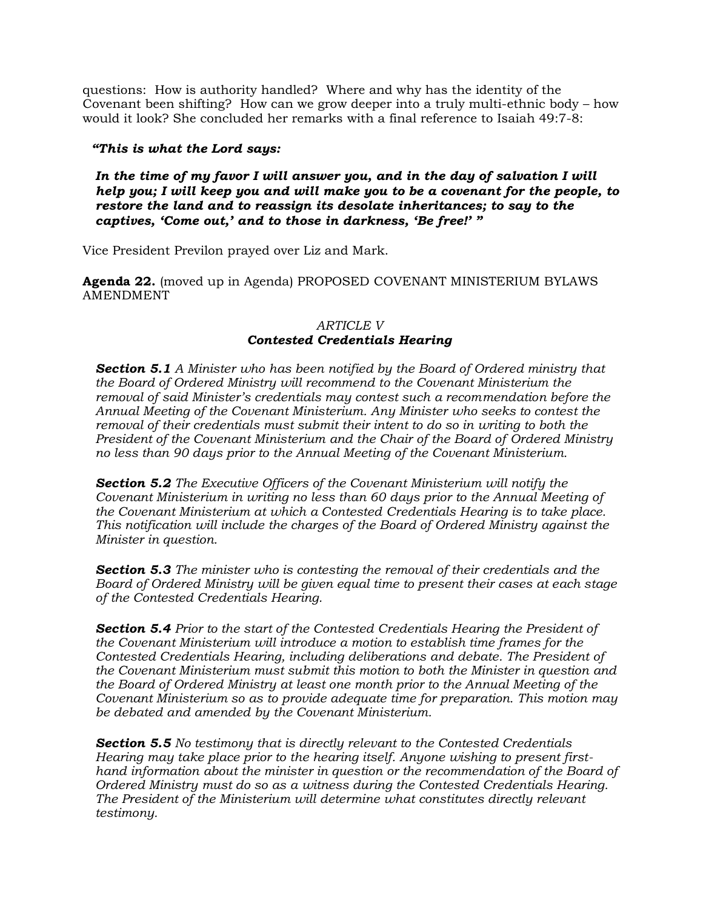questions: How is authority handled? Where and why has the identity of the Covenant been shifting? How can we grow deeper into a truly multi-ethnic body – how would it look? She concluded her remarks with a final reference to Isaiah 49:7-8:

***"This is what the Lord says:***

***In the time of my favor I will answer you, and in the day of salvation I will help you; I will keep you and will make you to be a covenant for the people, to restore the land and to reassign its desolate inheritances; to say to the captives, 'Come out,' and to those in darkness, 'Be free!' "***

Vice President Previlon prayed over Liz and Mark.

**Agenda 22.** (moved up in Agenda) PROPOSED COVENANT MINISTERIUM BYLAWS AMENDMENT

*ARTICLE V*

***Contested Credentials Hearing***

***Section 5.1*** *A Minister who has been notified by the Board of Ordered ministry that the Board of Ordered Ministry will recommend to the Covenant Ministerium the removal of said Minister's credentials may contest such a recommendation before the Annual Meeting of the Covenant Ministerium. Any Minister who seeks to contest the removal of their credentials must submit their intent to do so in writing to both the President of the Covenant Ministerium and the Chair of the Board of Ordered Ministry no less than 90 days prior to the Annual Meeting of the Covenant Ministerium.*

***Section 5.2*** *The Executive Officers of the Covenant Ministerium will notify the Covenant Ministerium in writing no less than 60 days prior to the Annual Meeting of the Covenant Ministerium at which a Contested Credentials Hearing is to take place. This notification will include the charges of the Board of Ordered Ministry against the Minister in question.*

***Section 5.3*** *The minister who is contesting the removal of their credentials and the Board of Ordered Ministry will be given equal time to present their cases at each stage of the Contested Credentials Hearing.*

***Section 5.4*** *Prior to the start of the Contested Credentials Hearing the President of the Covenant Ministerium will introduce a motion to establish time frames for the Contested Credentials Hearing, including deliberations and debate. The President of the Covenant Ministerium must submit this motion to both the Minister in question and the Board of Ordered Ministry at least one month prior to the Annual Meeting of the Covenant Ministerium so as to provide adequate time for preparation. This motion may be debated and amended by the Covenant Ministerium.*

***Section 5.5*** *No testimony that is directly relevant to the Contested Credentials Hearing may take place prior to the hearing itself. Anyone wishing to present first-hand information about the minister in question or the recommendation of the Board of Ordered Ministry must do so as a witness during the Contested Credentials Hearing. The President of the Ministerium will determine what constitutes directly relevant testimony.*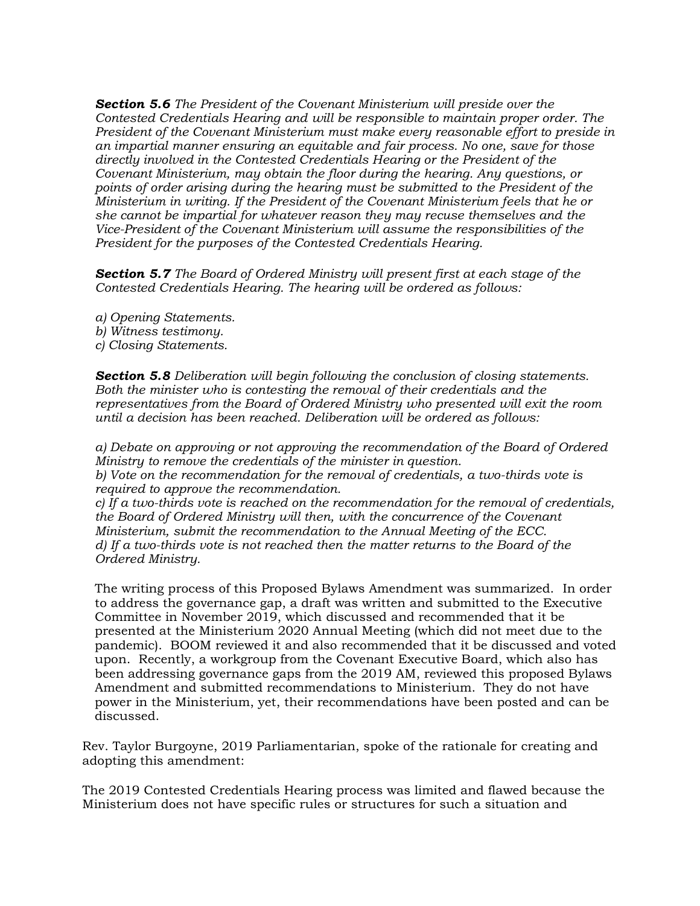***Section 5.6*** *The President of the Covenant Ministerium will preside over the Contested Credentials Hearing and will be responsible to maintain proper order. The President of the Covenant Ministerium must make every reasonable effort to preside in an impartial manner ensuring an equitable and fair process. No one, save for those directly involved in the Contested Credentials Hearing or the President of the Covenant Ministerium, may obtain the floor during the hearing. Any questions, or points of order arising during the hearing must be submitted to the President of the Ministerium in writing. If the President of the Covenant Ministerium feels that he or she cannot be impartial for whatever reason they may recuse themselves and the Vice-President of the Covenant Ministerium will assume the responsibilities of the President for the purposes of the Contested Credentials Hearing.*

***Section 5.7*** *The Board of Ordered Ministry will present first at each stage of the Contested Credentials Hearing. The hearing will be ordered as follows:*

*a) Opening Statements.*
*b) Witness testimony.*
*c) Closing Statements.*

***Section 5.8*** *Deliberation will begin following the conclusion of closing statements. Both the minister who is contesting the removal of their credentials and the representatives from the Board of Ordered Ministry who presented will exit the room until a decision has been reached. Deliberation will be ordered as follows:*

*a) Debate on approving or not approving the recommendation of the Board of Ordered Ministry to remove the credentials of the minister in question.*
*b) Vote on the recommendation for the removal of credentials, a two-thirds vote is required to approve the recommendation.*
*c) If a two-thirds vote is reached on the recommendation for the removal of credentials, the Board of Ordered Ministry will then, with the concurrence of the Covenant Ministerium, submit the recommendation to the Annual Meeting of the ECC.*
*d) If a two-thirds vote is not reached then the matter returns to the Board of the Ordered Ministry.*

The writing process of this Proposed Bylaws Amendment was summarized. In order to address the governance gap, a draft was written and submitted to the Executive Committee in November 2019, which discussed and recommended that it be presented at the Ministerium 2020 Annual Meeting (which did not meet due to the pandemic). BOOM reviewed it and also recommended that it be discussed and voted upon. Recently, a workgroup from the Covenant Executive Board, which also has been addressing governance gaps from the 2019 AM, reviewed this proposed Bylaws Amendment and submitted recommendations to Ministerium. They do not have power in the Ministerium, yet, their recommendations have been posted and can be discussed.

Rev. Taylor Burgoyne, 2019 Parliamentarian, spoke of the rationale for creating and adopting this amendment:

The 2019 Contested Credentials Hearing process was limited and flawed because the Ministerium does not have specific rules or structures for such a situation and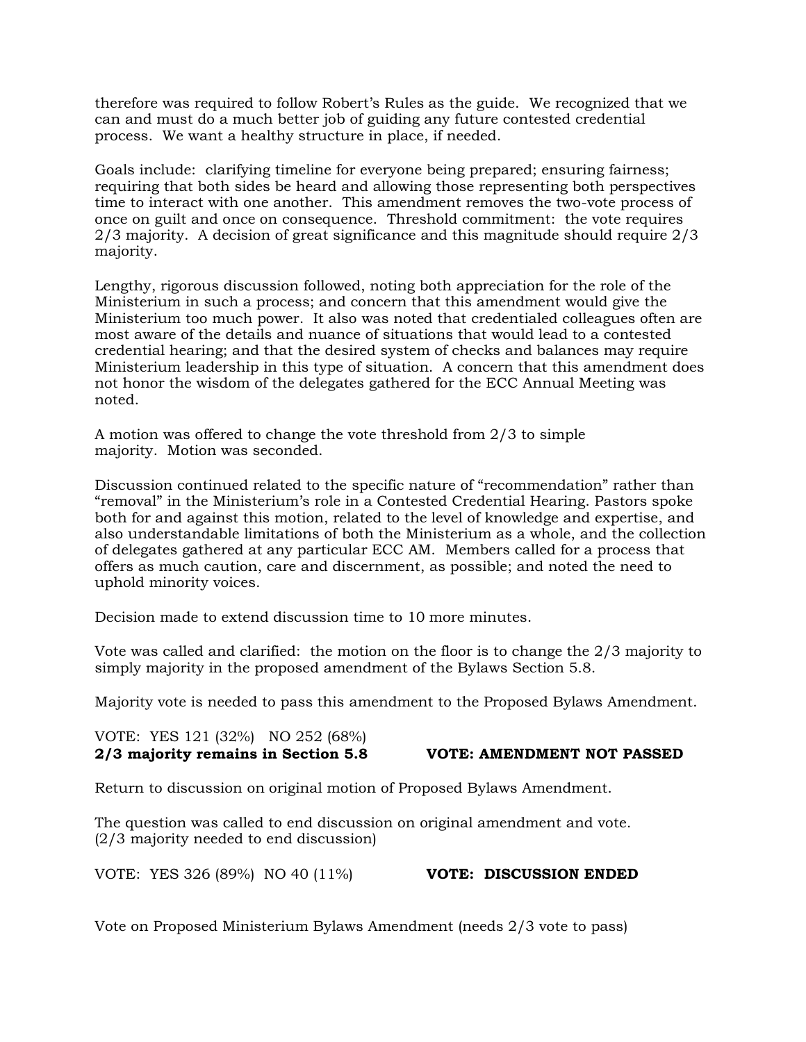therefore was required to follow Robert's Rules as the guide. We recognized that we can and must do a much better job of guiding any future contested credential process. We want a healthy structure in place, if needed.

Goals include: clarifying timeline for everyone being prepared; ensuring fairness; requiring that both sides be heard and allowing those representing both perspectives time to interact with one another. This amendment removes the two-vote process of once on guilt and once on consequence. Threshold commitment: the vote requires 2/3 majority. A decision of great significance and this magnitude should require 2/3 majority.

Lengthy, rigorous discussion followed, noting both appreciation for the role of the Ministerium in such a process; and concern that this amendment would give the Ministerium too much power. It also was noted that credentialed colleagues often are most aware of the details and nuance of situations that would lead to a contested credential hearing; and that the desired system of checks and balances may require Ministerium leadership in this type of situation. A concern that this amendment does not honor the wisdom of the delegates gathered for the ECC Annual Meeting was noted.

A motion was offered to change the vote threshold from 2/3 to simple majority. Motion was seconded.

Discussion continued related to the specific nature of "recommendation" rather than "removal" in the Ministerium's role in a Contested Credential Hearing. Pastors spoke both for and against this motion, related to the level of knowledge and expertise, and also understandable limitations of both the Ministerium as a whole, and the collection of delegates gathered at any particular ECC AM. Members called for a process that offers as much caution, care and discernment, as possible; and noted the need to uphold minority voices.

Decision made to extend discussion time to 10 more minutes.

Vote was called and clarified: the motion on the floor is to change the 2/3 majority to simply majority in the proposed amendment of the Bylaws Section 5.8.

Majority vote is needed to pass this amendment to the Proposed Bylaws Amendment.

VOTE: YES 121 (32%) NO 252 (68%)
**2/3 majority remains in Section 5.8** **VOTE: AMENDMENT NOT PASSED**

Return to discussion on original motion of Proposed Bylaws Amendment.

The question was called to end discussion on original amendment and vote.
(2/3 majority needed to end discussion)

VOTE: YES 326 (89%) NO 40 (11%) **VOTE: DISCUSSION ENDED**

Vote on Proposed Ministerium Bylaws Amendment (needs 2/3 vote to pass)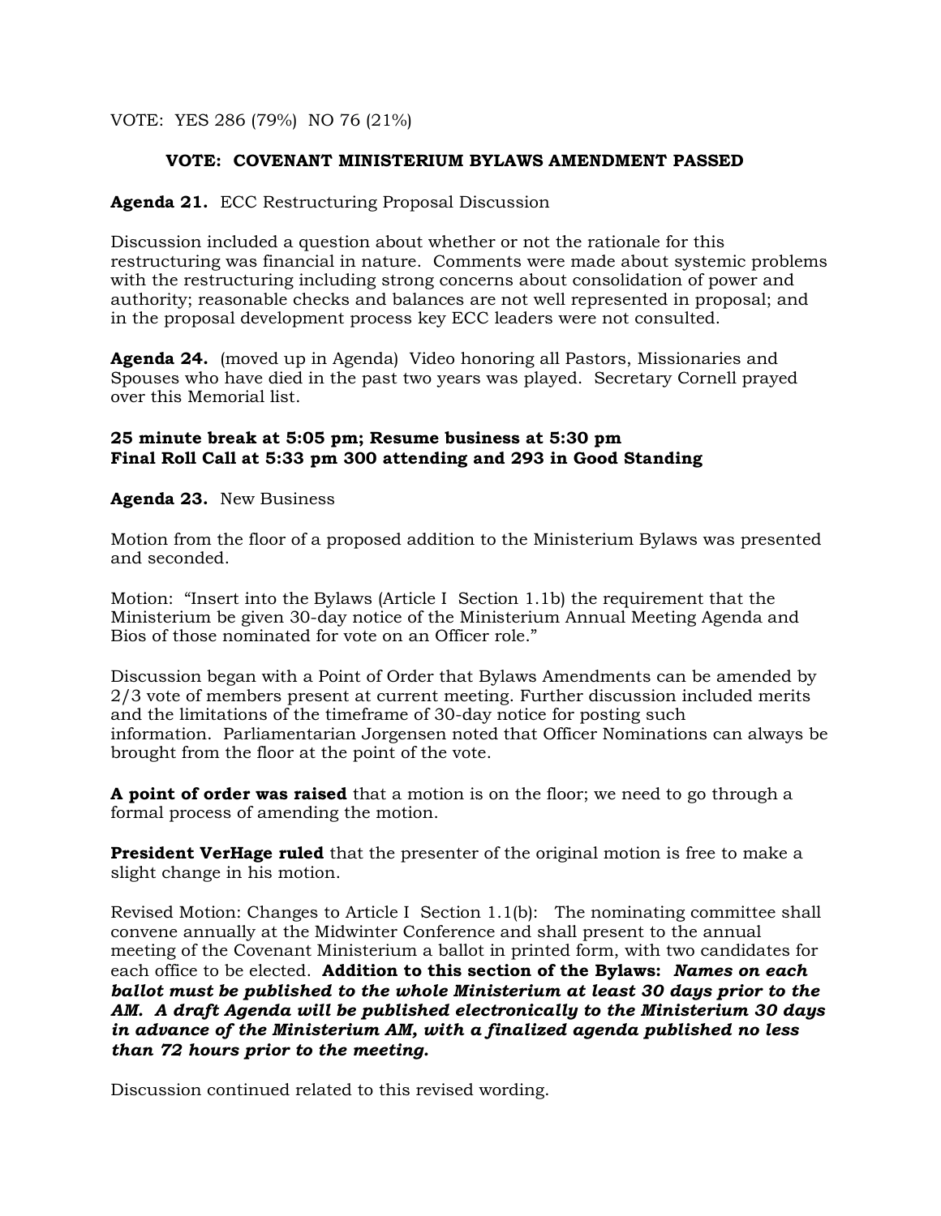VOTE: YES 286 (79%) NO 76 (21%)

**VOTE: COVENANT MINISTERIUM BYLAWS AMENDMENT PASSED**

**Agenda 21.** ECC Restructuring Proposal Discussion

Discussion included a question about whether or not the rationale for this restructuring was financial in nature. Comments were made about systemic problems with the restructuring including strong concerns about consolidation of power and authority; reasonable checks and balances are not well represented in proposal; and in the proposal development process key ECC leaders were not consulted.

**Agenda 24.** (moved up in Agenda) Video honoring all Pastors, Missionaries and Spouses who have died in the past two years was played. Secretary Cornell prayed over this Memorial list.

**25 minute break at 5:05 pm; Resume business at 5:30 pm**
**Final Roll Call at 5:33 pm 300 attending and 293 in Good Standing**

**Agenda 23.** New Business

Motion from the floor of a proposed addition to the Ministerium Bylaws was presented and seconded.

Motion: "Insert into the Bylaws (Article I Section 1.1b) the requirement that the Ministerium be given 30-day notice of the Ministerium Annual Meeting Agenda and Bios of those nominated for vote on an Officer role."

Discussion began with a Point of Order that Bylaws Amendments can be amended by 2/3 vote of members present at current meeting. Further discussion included merits and the limitations of the timeframe of 30-day notice for posting such information. Parliamentarian Jorgensen noted that Officer Nominations can always be brought from the floor at the point of the vote.

**A point of order was raised** that a motion is on the floor; we need to go through a formal process of amending the motion.

**President VerHage ruled** that the presenter of the original motion is free to make a slight change in his motion.

Revised Motion: Changes to Article I Section 1.1(b): The nominating committee shall convene annually at the Midwinter Conference and shall present to the annual meeting of the Covenant Ministerium a ballot in printed form, with two candidates for each office to be elected. **Addition to this section of the Bylaws:** ***Names on each ballot must be published to the whole Ministerium at least 30 days prior to the AM. A draft Agenda will be published electronically to the Ministerium 30 days in advance of the Ministerium AM, with a finalized agenda published no less than 72 hours prior to the meeting.***

Discussion continued related to this revised wording.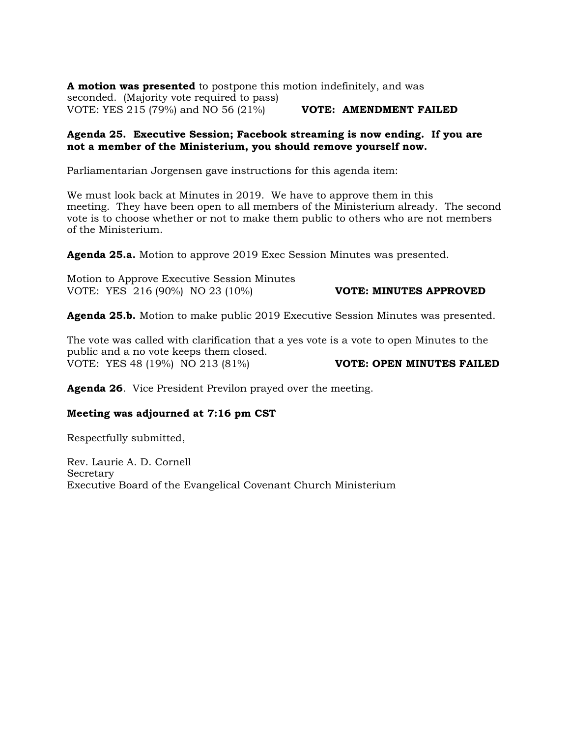**A motion was presented** to postpone this motion indefinitely, and was seconded. (Majority vote required to pass)
VOTE: YES 215 (79%) and NO 56 (21%) **VOTE: AMENDMENT FAILED**

**Agenda 25. Executive Session; Facebook streaming is now ending. If you are not a member of the Ministerium, you should remove yourself now.**

Parliamentarian Jorgensen gave instructions for this agenda item:

We must look back at Minutes in 2019. We have to approve them in this meeting. They have been open to all members of the Ministerium already. The second vote is to choose whether or not to make them public to others who are not members of the Ministerium.

**Agenda 25.a.** Motion to approve 2019 Exec Session Minutes was presented.

Motion to Approve Executive Session Minutes
VOTE: YES 216 (90%) NO 23 (10%) **VOTE: MINUTES APPROVED**

**Agenda 25.b.** Motion to make public 2019 Executive Session Minutes was presented.

The vote was called with clarification that a yes vote is a vote to open Minutes to the public and a no vote keeps them closed.
VOTE: YES 48 (19%) NO 213 (81%) **VOTE: OPEN MINUTES FAILED**

**Agenda 26**. Vice President Previlon prayed over the meeting.

**Meeting was adjourned at 7:16 pm CST**

Respectfully submitted,

Rev. Laurie A. D. Cornell
Secretary
Executive Board of the Evangelical Covenant Church Ministerium